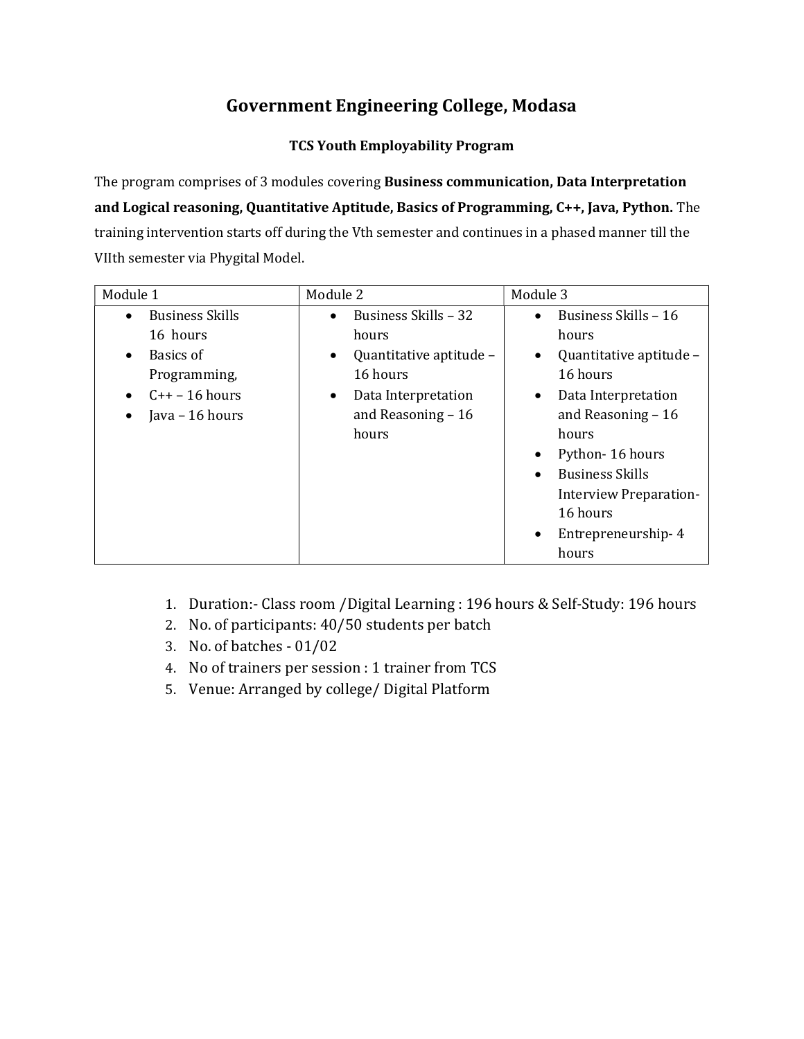# Government Engineering College, Modasa

## TCS Youth Employability Program

The program comprises of 3 modules covering **Business communication, Data Interpretation and Logical reasoning, Quantitative Aptitude, Basics of Programming, C++, Java, Python.** The training intervention starts off during the Vth semester and continues in a phased manner till the VIIth semester via Phygital Model.

| Module 1 | Module 2 | Module 3 |
| --- | --- | --- |
| • Business Skills 16 hours<br>• Basics of Programming,<br>• C++ – 16 hours<br>• Java – 16 hours | • Business Skills – 32 hours<br>• Quantitative aptitude – 16 hours<br>• Data Interpretation and Reasoning – 16 hours | • Business Skills – 16 hours<br>• Quantitative aptitude – 16 hours<br>• Data Interpretation and Reasoning – 16 hours<br>• Python- 16 hours<br>• Business Skills Interview Preparation- 16 hours<br>• Entrepreneurship- 4 hours |

1. Duration:- Class room /Digital Learning : 196 hours & Self-Study: 196 hours
2. No. of participants: 40/50 students per batch
3. No. of batches - 01/02
4. No of trainers per session : 1 trainer from TCS
5. Venue: Arranged by college/ Digital Platform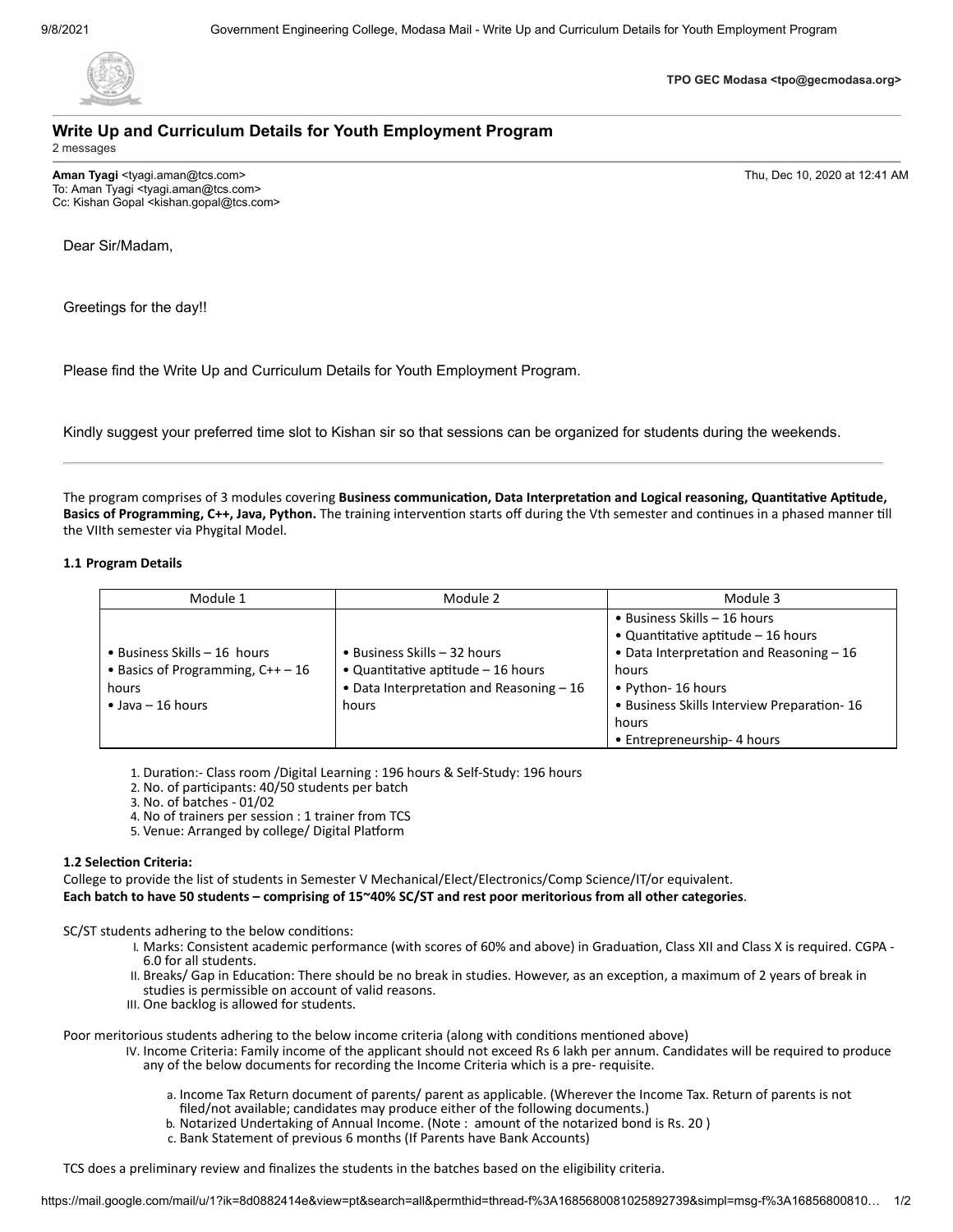TPO GEC Modasa <tpo@gecmodasa.org>

## Write Up and Curriculum Details for Youth Employment Program

2 messages

**Aman Tyagi** <tyagi.aman@tcs.com> Thu, Dec 10, 2020 at 12:41 AM
To: Aman Tyagi <tyagi.aman@tcs.com>
Cc: Kishan Gopal <kishan.gopal@tcs.com>

Dear Sir/Madam,

Greetings for the day!!

Please find the Write Up and Curriculum Details for Youth Employment Program.

Kindly suggest your preferred time slot to Kishan sir so that sessions can be organized for students during the weekends.

---

The program comprises of 3 modules covering **Business communication, Data Interpretation and Logical reasoning, Quantitative Aptitude, Basics of Programming, C++, Java, Python.** The training intervention starts off during the Vth semester and continues in a phased manner till the VIIth semester via Phygital Model.

**1.1 Program Details**

| Module 1 | Module 2 | Module 3 |
|---|---|---|
| • Business Skills – 16 hours<br>• Basics of Programming, C++ – 16 hours<br>• Java – 16 hours | • Business Skills – 32 hours<br>• Quantitative aptitude – 16 hours<br>• Data Interpretation and Reasoning – 16 hours | • Business Skills – 16 hours<br>• Quantitative aptitude – 16 hours<br>• Data Interpretation and Reasoning – 16 hours<br>• Python- 16 hours<br>• Business Skills Interview Preparation- 16 hours<br>• Entrepreneurship- 4 hours |

1. Duration:- Class room /Digital Learning : 196 hours & Self-Study: 196 hours
2. No. of participants: 40/50 students per batch
3. No. of batches - 01/02
4. No of trainers per session : 1 trainer from TCS
5. Venue: Arranged by college/ Digital Platform

**1.2 Selection Criteria:**

College to provide the list of students in Semester V Mechanical/Elect/Electronics/Comp Science/IT/or equivalent.
**Each batch to have 50 students – comprising of 15~40% SC/ST and rest poor meritorious from all other categories**.

SC/ST students adhering to the below conditions:

I. Marks: Consistent academic performance (with scores of 60% and above) in Graduation, Class XII and Class X is required. CGPA - 6.0 for all students.
II. Breaks/ Gap in Education: There should be no break in studies. However, as an exception, a maximum of 2 years of break in studies is permissible on account of valid reasons.
III. One backlog is allowed for students.

Poor meritorious students adhering to the below income criteria (along with conditions mentioned above)

IV. Income Criteria: Family income of the applicant should not exceed Rs 6 lakh per annum. Candidates will be required to produce any of the below documents for recording the Income Criteria which is a pre- requisite.

   a. Income Tax Return document of parents/ parent as applicable. (Wherever the Income Tax. Return of parents is not filed/not available; candidates may produce either of the following documents.)
   b. Notarized Undertaking of Annual Income. (Note : amount of the notarized bond is Rs. 20 )
   c. Bank Statement of previous 6 months (If Parents have Bank Accounts)

TCS does a preliminary review and finalizes the students in the batches based on the eligibility criteria.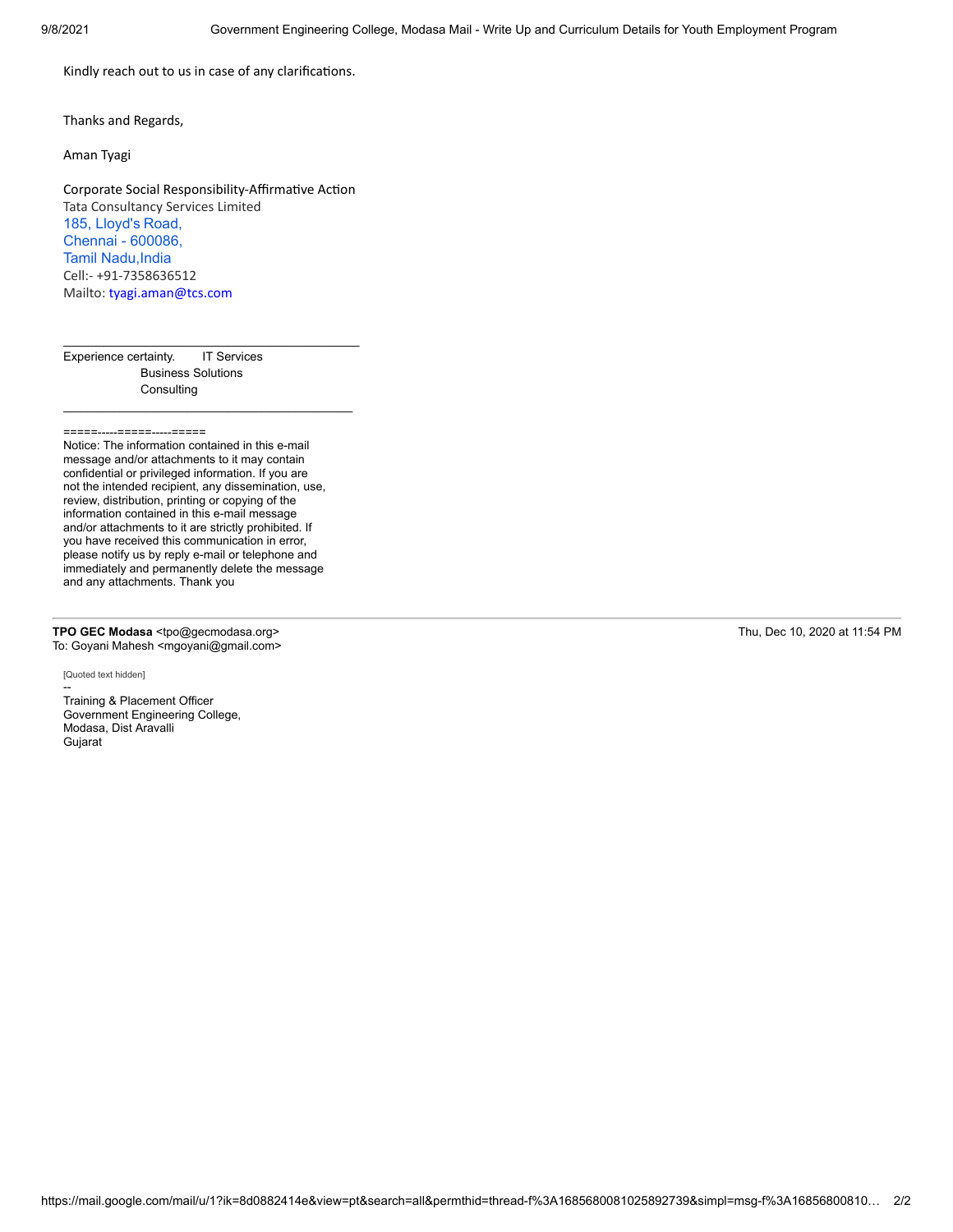Kindly reach out to us in case of any clarifications.

Thanks and Regards,

Aman Tyagi

Corporate Social Responsibility-Affirmative Action
Tata Consultancy Services Limited
185, Lloyd's Road,
Chennai - 600086,
Tamil Nadu,India
Cell:- +91-7358636512
Mailto: tyagi.aman@tcs.com

---

Experience certainty. IT Services
Business Solutions
Consulting

---

=====-----=====-----=====
Notice: The information contained in this e-mail message and/or attachments to it may contain confidential or privileged information. If you are not the intended recipient, any dissemination, use, review, distribution, printing or copying of the information contained in this e-mail message and/or attachments to it are strictly prohibited. If you have received this communication in error, please notify us by reply e-mail or telephone and immediately and permanently delete the message and any attachments. Thank you

---

**TPO GEC Modasa** <tpo@gecmodasa.org> Thu, Dec 10, 2020 at 11:54 PM
To: Goyani Mahesh <mgoyani@gmail.com>

[Quoted text hidden]

--
Training & Placement Officer
Government Engineering College,
Modasa, Dist Aravalli
Gujarat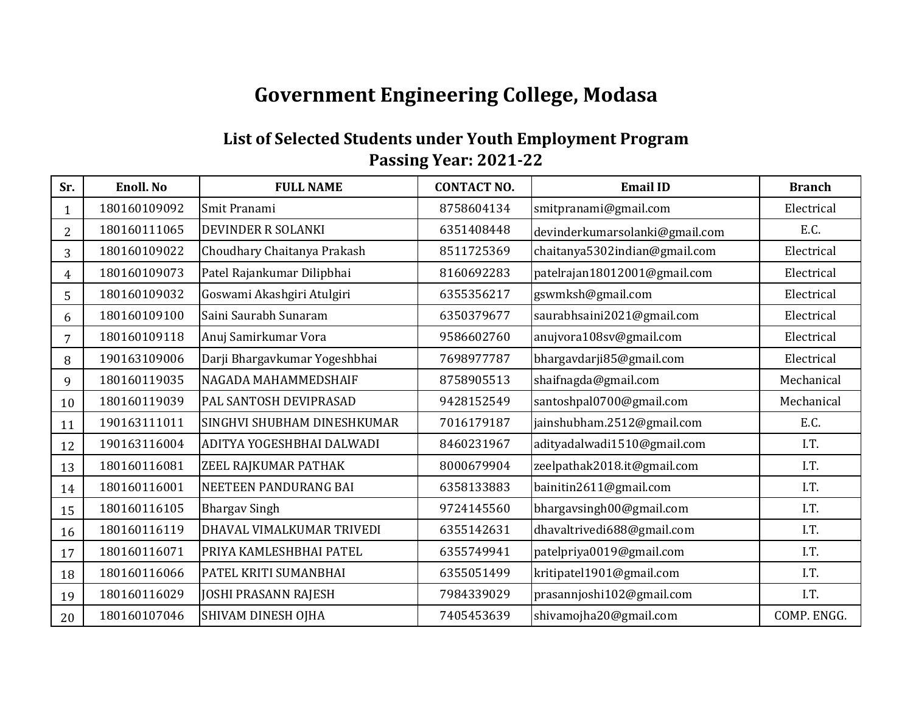# Government Engineering College, Modasa

## List of Selected Students under Youth Employment Program
## Passing Year: 2021-22

| Sr. | Enoll. No | FULL NAME | CONTACT NO. | Email ID | Branch |
|---|---|---|---|---|---|
| 1 | 180160109092 | Smit Pranami | 8758604134 | smitpranami@gmail.com | Electrical |
| 2 | 180160111065 | DEVINDER R SOLANKI | 6351408448 | devinderkumarsolanki@gmail.com | E.C. |
| 3 | 180160109022 | Choudhary Chaitanya Prakash | 8511725369 | chaitanya5302indian@gmail.com | Electrical |
| 4 | 180160109073 | Patel Rajankumar Dilipbhai | 8160692283 | patelrajan18012001@gmail.com | Electrical |
| 5 | 180160109032 | Goswami Akashgiri Atulgiri | 6355356217 | gswmksh@gmail.com | Electrical |
| 6 | 180160109100 | Saini Saurabh Sunaram | 6350379677 | saurabhsaini2021@gmail.com | Electrical |
| 7 | 180160109118 | Anuj Samirkumar Vora | 9586602760 | anujvora108sv@gmail.com | Electrical |
| 8 | 190163109006 | Darji Bhargavkumar Yogeshbhai | 7698977787 | bhargavdarji85@gmail.com | Electrical |
| 9 | 180160119035 | NAGADA MAHAMMEDSHAIF | 8758905513 | shaifnagda@gmail.com | Mechanical |
| 10 | 180160119039 | PAL SANTOSH DEVIPRASAD | 9428152549 | santoshpal0700@gmail.com | Mechanical |
| 11 | 190163111011 | SINGHVI SHUBHAM DINESHKUMAR | 7016179187 | jainshubham.2512@gmail.com | E.C. |
| 12 | 190163116004 | ADITYA YOGESHBHAI DALWADI | 8460231967 | adityadalwadi1510@gmail.com | I.T. |
| 13 | 180160116081 | ZEEL RAJKUMAR PATHAK | 8000679904 | zeelpathak2018.it@gmail.com | I.T. |
| 14 | 180160116001 | NEETEEN PANDURANG BAI | 6358133883 | bainitin2611@gmail.com | I.T. |
| 15 | 180160116105 | Bhargav Singh | 9724145560 | bhargavsingh00@gmail.com | I.T. |
| 16 | 180160116119 | DHAVAL VIMALKUMAR TRIVEDI | 6355142631 | dhavaltrivedi688@gmail.com | I.T. |
| 17 | 180160116071 | PRIYA KAMLESHBHAI PATEL | 6355749941 | patelpriya0019@gmail.com | I.T. |
| 18 | 180160116066 | PATEL KRITI SUMANBHAI | 6355051499 | kritipatel1901@gmail.com | I.T. |
| 19 | 180160116029 | JOSHI PRASANN RAJESH | 7984339029 | prasannjoshi102@gmail.com | I.T. |
| 20 | 180160107046 | SHIVAM DINESH OJHA | 7405453639 | shivamojha20@gmail.com | COMP. ENGG. |